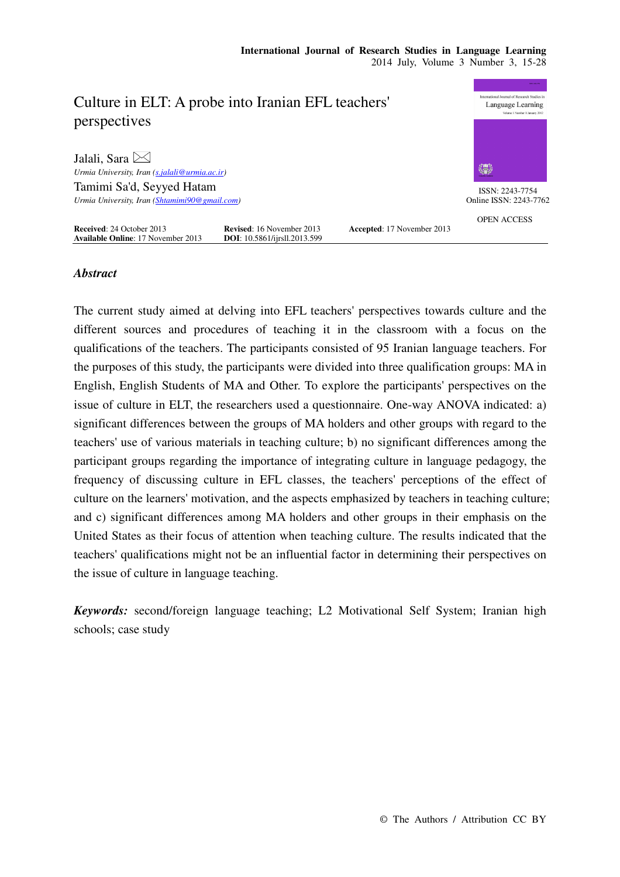# Culture in ELT: A probe into Iranian EFL teachers' perspectives

**Jalali, Sara** ✉
*Urmia University, Iran (s.jalali@urmia.ac.ir)*

**Tamimi Sa'd, Seyyed Hatam**
*Urmia University, Iran (Shtamimi90@gmail.com)*

ISSN: 2243-7754
Online ISSN: 2243-7762

OPEN ACCESS

**Received**: 24 October 2013 **Revised**: 16 November 2013 **Accepted**: 17 November 2013
**Available Online**: 17 November 2013 **DOI**: 10.5861/ijrsll.2013.599

## *Abstract*

The current study aimed at delving into EFL teachers' perspectives towards culture and the different sources and procedures of teaching it in the classroom with a focus on the qualifications of the teachers. The participants consisted of 95 Iranian language teachers. For the purposes of this study, the participants were divided into three qualification groups: MA in English, English Students of MA and Other. To explore the participants' perspectives on the issue of culture in ELT, the researchers used a questionnaire. One-way ANOVA indicated: a) significant differences between the groups of MA holders and other groups with regard to the teachers' use of various materials in teaching culture; b) no significant differences among the participant groups regarding the importance of integrating culture in language pedagogy, the frequency of discussing culture in EFL classes, the teachers' perceptions of the effect of culture on the learners' motivation, and the aspects emphasized by teachers in teaching culture; and c) significant differences among MA holders and other groups in their emphasis on the United States as their focus of attention when teaching culture. The results indicated that the teachers' qualifications might not be an influential factor in determining their perspectives on the issue of culture in language teaching.

***Keywords:*** second/foreign language teaching; L2 Motivational Self System; Iranian high schools; case study

© The Authors / Attribution CC BY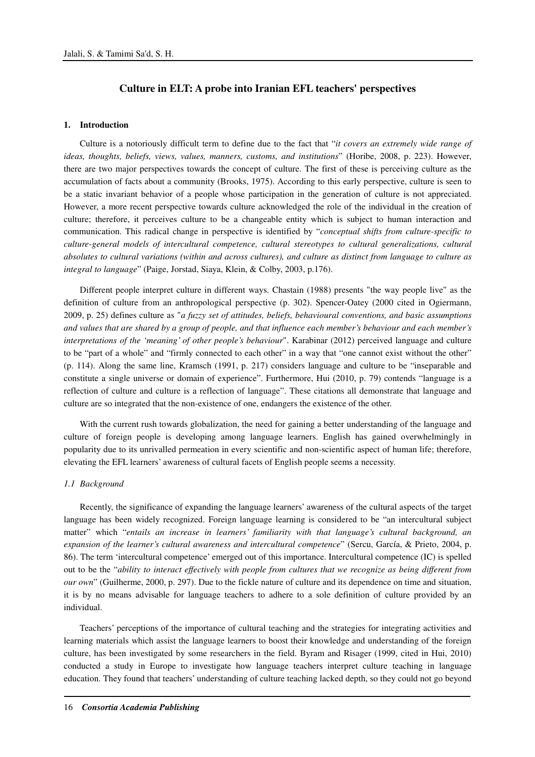# Culture in ELT: A probe into Iranian EFL teachers' perspectives

## 1. Introduction

Culture is a notoriously difficult term to define due to the fact that "*it covers an extremely wide range of ideas, thoughts, beliefs, views, values, manners, customs, and institutions*" (Horibe, 2008, p. 223). However, there are two major perspectives towards the concept of culture. The first of these is perceiving culture as the accumulation of facts about a community (Brooks, 1975). According to this early perspective, culture is seen to be a static invariant behavior of a people whose participation in the generation of culture is not appreciated. However, a more recent perspective towards culture acknowledged the role of the individual in the creation of culture; therefore, it perceives culture to be a changeable entity which is subject to human interaction and communication. This radical change in perspective is identified by "*conceptual shifts from culture-specific to culture-general models of intercultural competence, cultural stereotypes to cultural generalizations, cultural absolutes to cultural variations (within and across cultures), and culture as distinct from language to culture as integral to language*" (Paige, Jorstad, Siaya, Klein, & Colby, 2003, p.176).

Different people interpret culture in different ways. Chastain (1988) presents "the way people live" as the definition of culture from an anthropological perspective (p. 302). Spencer-Oatey (2000 cited in Ogiermann, 2009, p. 25) defines culture as "*a fuzzy set of attitudes, beliefs, behavioural conventions, and basic assumptions and values that are shared by a group of people, and that influence each member's behaviour and each member's interpretations of the 'meaning' of other people's behaviour*". Karabinar (2012) perceived language and culture to be "part of a whole" and "firmly connected to each other" in a way that "one cannot exist without the other" (p. 114). Along the same line, Kramsch (1991, p. 217) considers language and culture to be "inseparable and constitute a single universe or domain of experience". Furthermore, Hui (2010, p. 79) contends "language is a reflection of culture and culture is a reflection of language". These citations all demonstrate that language and culture are so integrated that the non-existence of one, endangers the existence of the other.

With the current rush towards globalization, the need for gaining a better understanding of the language and culture of foreign people is developing among language learners. English has gained overwhelmingly in popularity due to its unrivalled permeation in every scientific and non-scientific aspect of human life; therefore, elevating the EFL learners' awareness of cultural facets of English people seems a necessity.

### *1.1 Background*

Recently, the significance of expanding the language learners' awareness of the cultural aspects of the target language has been widely recognized. Foreign language learning is considered to be "an intercultural subject matter" which "*entails an increase in learners' familiarity with that language's cultural background, an expansion of the learner's cultural awareness and intercultural competence*" (Sercu, García, & Prieto, 2004, p. 86). The term 'intercultural competence' emerged out of this importance. Intercultural competence (IC) is spelled out to be the "*ability to interact effectively with people from cultures that we recognize as being different from our own*" (Guilherme, 2000, p. 297). Due to the fickle nature of culture and its dependence on time and situation, it is by no means advisable for language teachers to adhere to a sole definition of culture provided by an individual.

Teachers' perceptions of the importance of cultural teaching and the strategies for integrating activities and learning materials which assist the language learners to boost their knowledge and understanding of the foreign culture, has been investigated by some researchers in the field. Byram and Risager (1999, cited in Hui, 2010) conducted a study in Europe to investigate how language teachers interpret culture teaching in language education. They found that teachers' understanding of culture teaching lacked depth, so they could not go beyond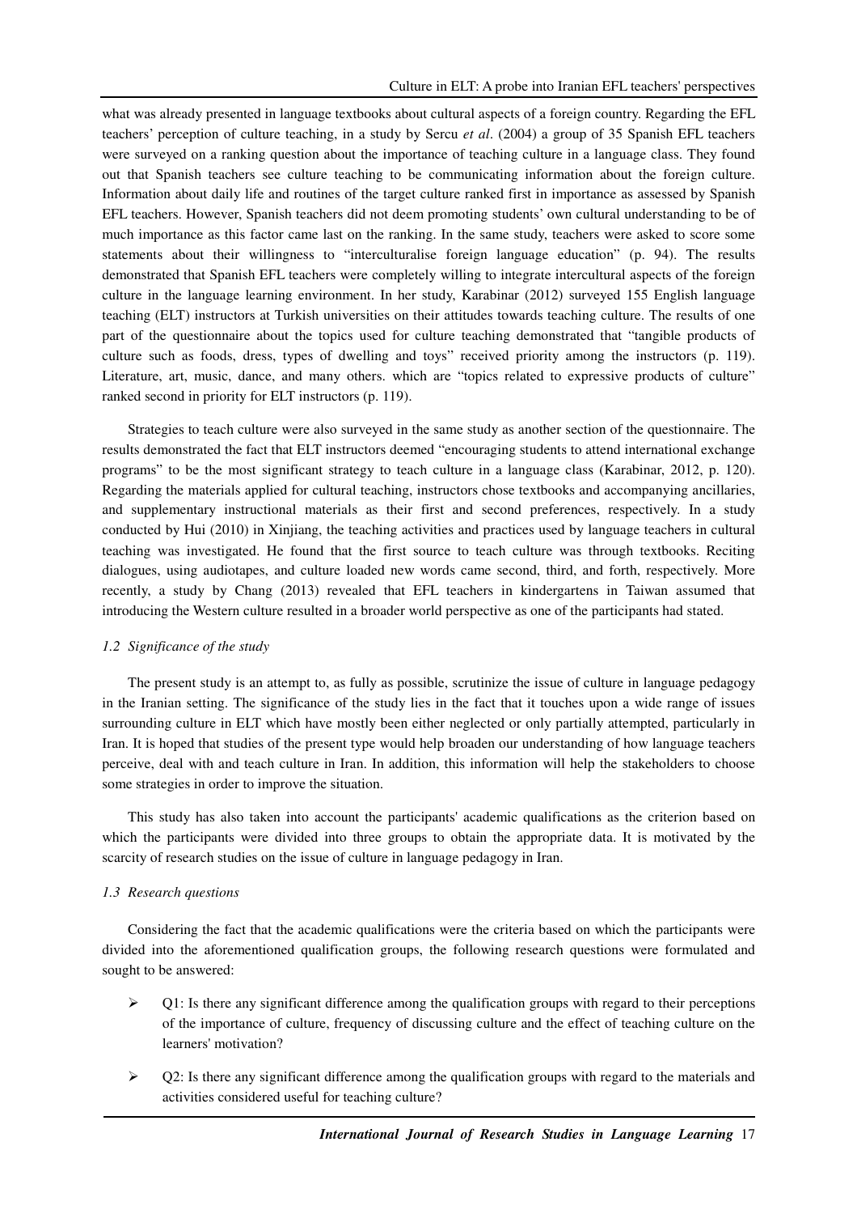what was already presented in language textbooks about cultural aspects of a foreign country. Regarding the EFL teachers' perception of culture teaching, in a study by Sercu *et al*. (2004) a group of 35 Spanish EFL teachers were surveyed on a ranking question about the importance of teaching culture in a language class. They found out that Spanish teachers see culture teaching to be communicating information about the foreign culture. Information about daily life and routines of the target culture ranked first in importance as assessed by Spanish EFL teachers. However, Spanish teachers did not deem promoting students' own cultural understanding to be of much importance as this factor came last on the ranking. In the same study, teachers were asked to score some statements about their willingness to "interculturalise foreign language education" (p. 94). The results demonstrated that Spanish EFL teachers were completely willing to integrate intercultural aspects of the foreign culture in the language learning environment. In her study, Karabinar (2012) surveyed 155 English language teaching (ELT) instructors at Turkish universities on their attitudes towards teaching culture. The results of one part of the questionnaire about the topics used for culture teaching demonstrated that "tangible products of culture such as foods, dress, types of dwelling and toys" received priority among the instructors (p. 119). Literature, art, music, dance, and many others. which are "topics related to expressive products of culture" ranked second in priority for ELT instructors (p. 119).

Strategies to teach culture were also surveyed in the same study as another section of the questionnaire. The results demonstrated the fact that ELT instructors deemed "encouraging students to attend international exchange programs" to be the most significant strategy to teach culture in a language class (Karabinar, 2012, p. 120). Regarding the materials applied for cultural teaching, instructors chose textbooks and accompanying ancillaries, and supplementary instructional materials as their first and second preferences, respectively. In a study conducted by Hui (2010) in Xinjiang, the teaching activities and practices used by language teachers in cultural teaching was investigated. He found that the first source to teach culture was through textbooks. Reciting dialogues, using audiotapes, and culture loaded new words came second, third, and forth, respectively. More recently, a study by Chang (2013) revealed that EFL teachers in kindergartens in Taiwan assumed that introducing the Western culture resulted in a broader world perspective as one of the participants had stated.

### *1.2 Significance of the study*

The present study is an attempt to, as fully as possible, scrutinize the issue of culture in language pedagogy in the Iranian setting. The significance of the study lies in the fact that it touches upon a wide range of issues surrounding culture in ELT which have mostly been either neglected or only partially attempted, particularly in Iran. It is hoped that studies of the present type would help broaden our understanding of how language teachers perceive, deal with and teach culture in Iran. In addition, this information will help the stakeholders to choose some strategies in order to improve the situation.

This study has also taken into account the participants' academic qualifications as the criterion based on which the participants were divided into three groups to obtain the appropriate data. It is motivated by the scarcity of research studies on the issue of culture in language pedagogy in Iran.

### *1.3 Research questions*

Considering the fact that the academic qualifications were the criteria based on which the participants were divided into the aforementioned qualification groups, the following research questions were formulated and sought to be answered:

- Q1: Is there any significant difference among the qualification groups with regard to their perceptions of the importance of culture, frequency of discussing culture and the effect of teaching culture on the learners' motivation?
- Q2: Is there any significant difference among the qualification groups with regard to the materials and activities considered useful for teaching culture?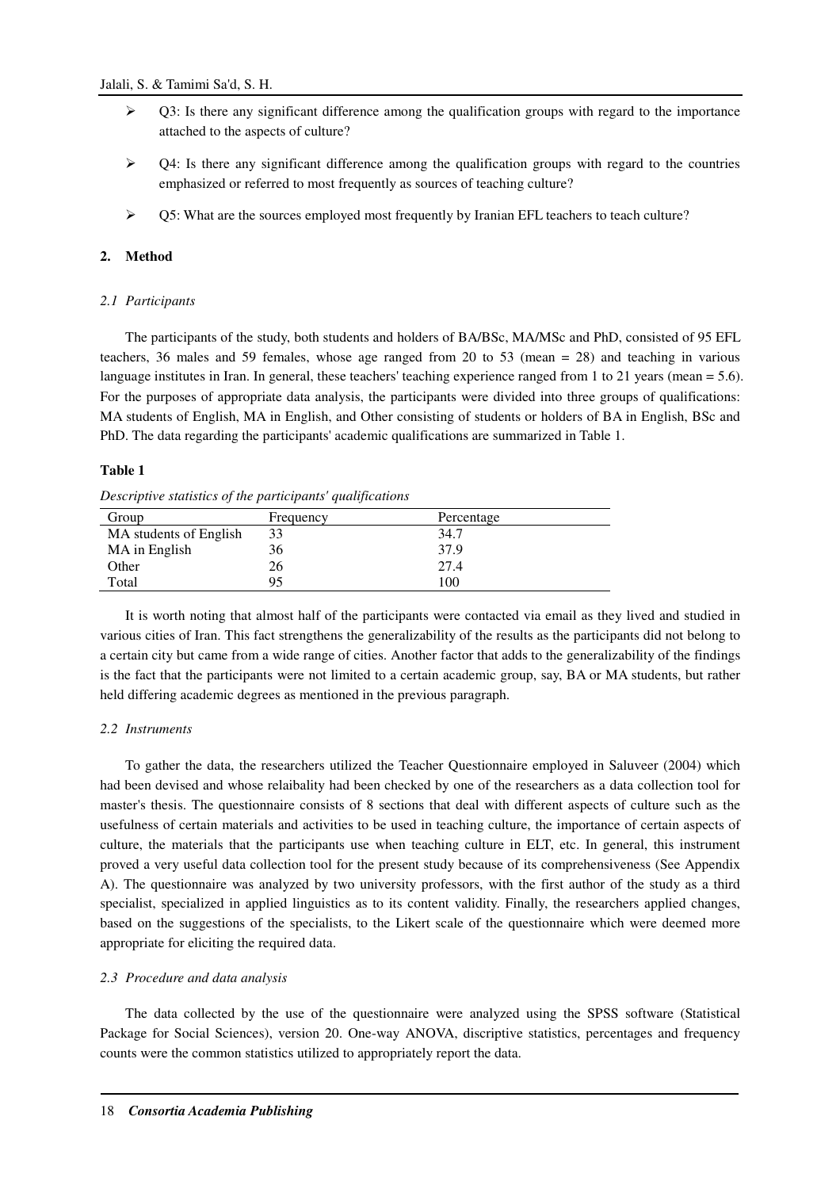- Q3: Is there any significant difference among the qualification groups with regard to the importance attached to the aspects of culture?
- Q4: Is there any significant difference among the qualification groups with regard to the countries emphasized or referred to most frequently as sources of teaching culture?
- Q5: What are the sources employed most frequently by Iranian EFL teachers to teach culture?

## 2. Method

### *2.1 Participants*

The participants of the study, both students and holders of BA/BSc, MA/MSc and PhD, consisted of 95 EFL teachers, 36 males and 59 females, whose age ranged from 20 to 53 (mean = 28) and teaching in various language institutes in Iran. In general, these teachers' teaching experience ranged from 1 to 21 years (mean = 5.6). For the purposes of appropriate data analysis, the participants were divided into three groups of qualifications: MA students of English, MA in English, and Other consisting of students or holders of BA in English, BSc and PhD. The data regarding the participants' academic qualifications are summarized in Table 1.

**Table 1**

*Descriptive statistics of the participants' qualifications*

| Group | Frequency | Percentage |
|---|---|---|
| MA students of English | 33 | 34.7 |
| MA in English | 36 | 37.9 |
| Other | 26 | 27.4 |
| Total | 95 | 100 |

It is worth noting that almost half of the participants were contacted via email as they lived and studied in various cities of Iran. This fact strengthens the generalizability of the results as the participants did not belong to a certain city but came from a wide range of cities. Another factor that adds to the generalizability of the findings is the fact that the participants were not limited to a certain academic group, say, BA or MA students, but rather held differing academic degrees as mentioned in the previous paragraph.

### *2.2 Instruments*

To gather the data, the researchers utilized the Teacher Questionnaire employed in Saluveer (2004) which had been devised and whose relaibality had been checked by one of the researchers as a data collection tool for master's thesis. The questionnaire consists of 8 sections that deal with different aspects of culture such as the usefulness of certain materials and activities to be used in teaching culture, the importance of certain aspects of culture, the materials that the participants use when teaching culture in ELT, etc. In general, this instrument proved a very useful data collection tool for the present study because of its comprehensiveness (See Appendix A). The questionnaire was analyzed by two university professors, with the first author of the study as a third specialist, specialized in applied linguistics as to its content validity. Finally, the researchers applied changes, based on the suggestions of the specialists, to the Likert scale of the questionnaire which were deemed more appropriate for eliciting the required data.

### *2.3 Procedure and data analysis*

The data collected by the use of the questionnaire were analyzed using the SPSS software (Statistical Package for Social Sciences), version 20. One-way ANOVA, discriptive statistics, percentages and frequency counts were the common statistics utilized to appropriately report the data.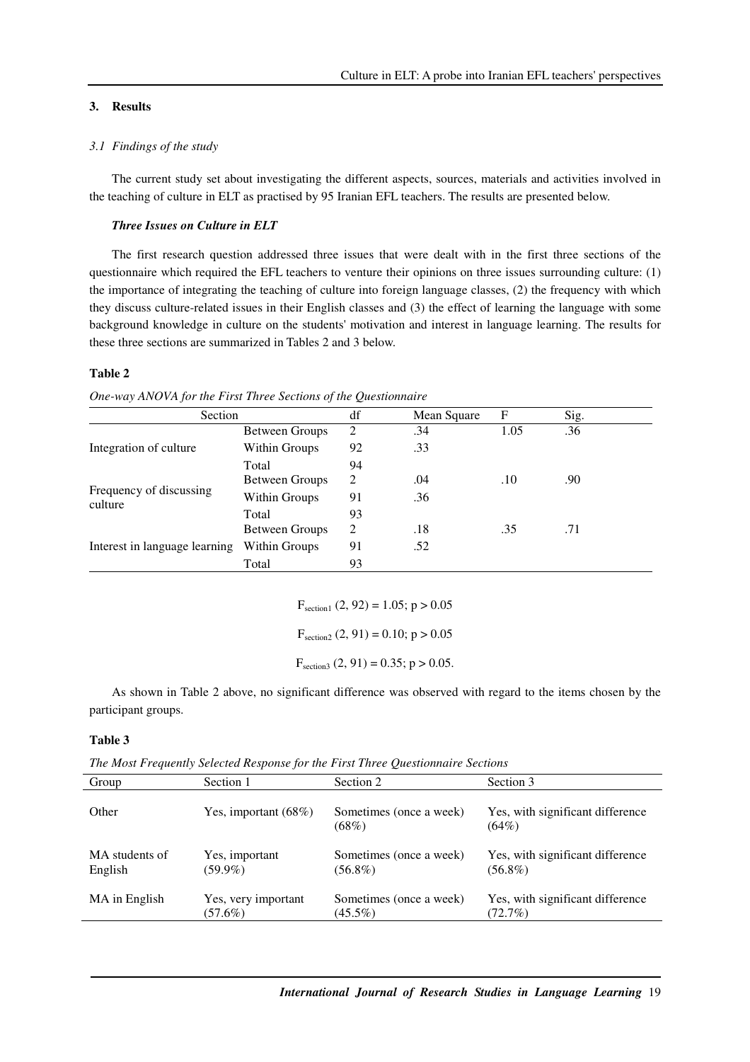## 3. Results

### *3.1 Findings of the study*

The current study set about investigating the different aspects, sources, materials and activities involved in the teaching of culture in ELT as practised by 95 Iranian EFL teachers. The results are presented below.

***Three Issues on Culture in ELT***

The first research question addressed three issues that were dealt with in the first three sections of the questionnaire which required the EFL teachers to venture their opinions on three issues surrounding culture: (1) the importance of integrating the teaching of culture into foreign language classes, (2) the frequency with which they discuss culture-related issues in their English classes and (3) the effect of learning the language with some background knowledge in culture on the students' motivation and interest in language learning. The results for these three sections are summarized in Tables 2 and 3 below.

**Table 2**

*One-way ANOVA for the First Three Sections of the Questionnaire*

| Section | | df | Mean Square | F | Sig. |
|---|---|---|---|---|---|
| Integration of culture | Between Groups | 2 | .34 | 1.05 | .36 |
| | Within Groups | 92 | .33 | | |
| | Total | 94 | | | |
| Frequency of discussing culture | Between Groups | 2 | .04 | .10 | .90 |
| | Within Groups | 91 | .36 | | |
| | Total | 93 | | | |
| Interest in language learning | Between Groups | 2 | .18 | .35 | .71 |
| | Within Groups | 91 | .52 | | |
| | Total | 93 | | | |

$$F_{section1}\ (2, 92) = 1.05;\ p > 0.05$$

$$F_{section2}\ (2, 91) = 0.10;\ p > 0.05$$

$$F_{section3}\ (2, 91) = 0.35;\ p > 0.05.$$

As shown in Table 2 above, no significant difference was observed with regard to the items chosen by the participant groups.

**Table 3**

*The Most Frequently Selected Response for the First Three Questionnaire Sections*

| Group | Section 1 | Section 2 | Section 3 |
|---|---|---|---|
| Other | Yes, important (68%) | Sometimes (once a week) (68%) | Yes, with significant difference (64%) |
| MA students of English | Yes, important (59.9%) | Sometimes (once a week) (56.8%) | Yes, with significant difference (56.8%) |
| MA in English | Yes, very important (57.6%) | Sometimes (once a week) (45.5%) | Yes, with significant difference (72.7%) |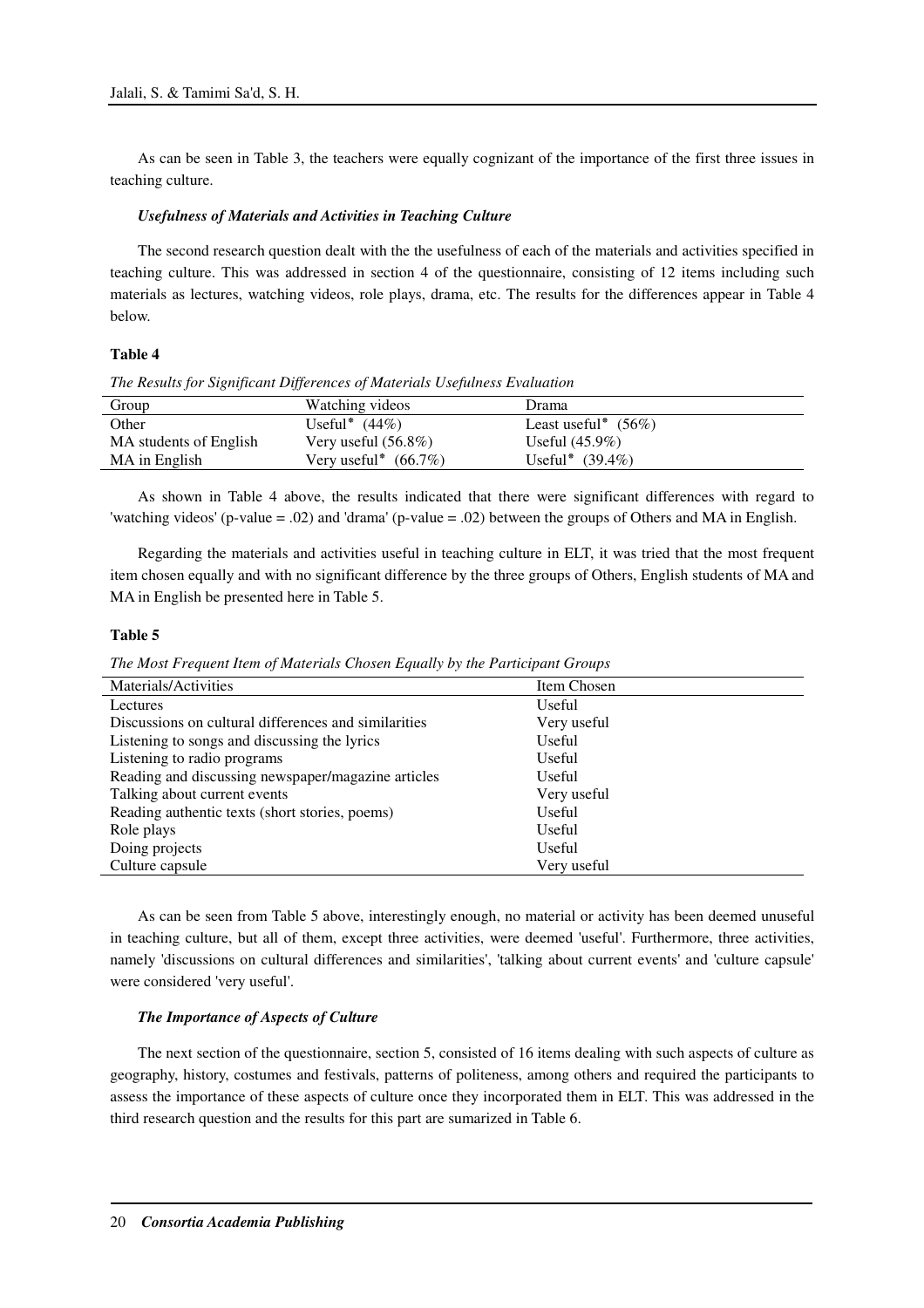As can be seen in Table 3, the teachers were equally cognizant of the importance of the first three issues in teaching culture.

***Usefulness of Materials and Activities in Teaching Culture***

The second research question dealt with the the usefulness of each of the materials and activities specified in teaching culture. This was addressed in section 4 of the questionnaire, consisting of 12 items including such materials as lectures, watching videos, role plays, drama, etc. The results for the differences appear in Table 4 below.

**Table 4**

*The Results for Significant Differences of Materials Usefulness Evaluation*

| Group | Watching videos | Drama |
|---|---|---|
| Other | Useful* (44%) | Least useful* (56%) |
| MA students of English | Very useful (56.8%) | Useful (45.9%) |
| MA in English | Very useful* (66.7%) | Useful* (39.4%) |

As shown in Table 4 above, the results indicated that there were significant differences with regard to 'watching videos' (p-value = .02) and 'drama' (p-value = .02) between the groups of Others and MA in English.

Regarding the materials and activities useful in teaching culture in ELT, it was tried that the most frequent item chosen equally and with no significant difference by the three groups of Others, English students of MA and MA in English be presented here in Table 5.

**Table 5**

*The Most Frequent Item of Materials Chosen Equally by the Participant Groups*

| Materials/Activities | Item Chosen |
|---|---|
| Lectures | Useful |
| Discussions on cultural differences and similarities | Very useful |
| Listening to songs and discussing the lyrics | Useful |
| Listening to radio programs | Useful |
| Reading and discussing newspaper/magazine articles | Useful |
| Talking about current events | Very useful |
| Reading authentic texts (short stories, poems) | Useful |
| Role plays | Useful |
| Doing projects | Useful |
| Culture capsule | Very useful |

As can be seen from Table 5 above, interestingly enough, no material or activity has been deemed unuseful in teaching culture, but all of them, except three activities, were deemed 'useful'. Furthermore, three activities, namely 'discussions on cultural differences and similarities', 'talking about current events' and 'culture capsule' were considered 'very useful'.

***The Importance of Aspects of Culture***

The next section of the questionnaire, section 5, consisted of 16 items dealing with such aspects of culture as geography, history, costumes and festivals, patterns of politeness, among others and required the participants to assess the importance of these aspects of culture once they incorporated them in ELT. This was addressed in the third research question and the results for this part are sumarized in Table 6.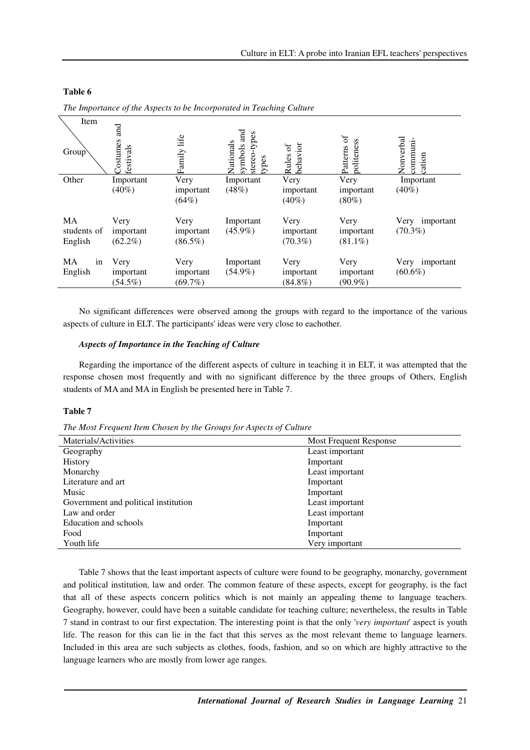**Table 6**

*The Importance of the Aspects to be Incorporated in Teaching Culture*

| Group \ Item | Costumes and festivals | Family life | Nationals symbols and stereo-types types | Rules of behavior | Patterns of politeness | Nonverbal communi-cation |
|---|---|---|---|---|---|---|
| Other | Important (40%) | Very important (64%) | Important (48%) | Very important (40%) | Very important (80%) | Important (40%) |
| MA students of English | Very important (62.2%) | Very important (86.5%) | Important (45.9%) | Very important (70.3%) | Very important (81.1%) | Very important (70.3%) |
| MA in English | Very important (54.5%) | Very important (69.7%) | Important (54.9%) | Very important (84.8%) | Very important (90.9%) | Very important (60.6%) |

No significant differences were observed among the groups with regard to the importance of the various aspects of culture in ELT. The participants' ideas were very close to eachother.

### *Aspects of Importance in the Teaching of Culture*

Regarding the importance of the different aspects of culture in teaching it in ELT, it was attempted that the response chosen most frequently and with no significant difference by the three groups of Others, English students of MA and MA in English be presented here in Table 7.

**Table 7**

*The Most Frequent Item Chosen by the Groups for Aspects of Culture*

| Materials/Activities | Most Frequent Response |
|---|---|
| Geography | Least important |
| History | Important |
| Monarchy | Least important |
| Literature and art | Important |
| Music | Important |
| Government and political institution | Least important |
| Law and order | Least important |
| Education and schools | Important |
| Food | Important |
| Youth life | Very important |

Table 7 shows that the least important aspects of culture were found to be geography, monarchy, government and political institution, law and order. The common feature of these aspects, except for geography, is the fact that all of these aspects concern politics which is not mainly an appealing theme to language teachers. Geography, however, could have been a suitable candidate for teaching culture; nevertheless, the results in Table 7 stand in contrast to our first expectation. The interesting point is that the only '*very important*' aspect is youth life. The reason for this can lie in the fact that this serves as the most relevant theme to language learners. Included in this area are such subjects as clothes, foods, fashion, and so on which are highly attractive to the language learners who are mostly from lower age ranges.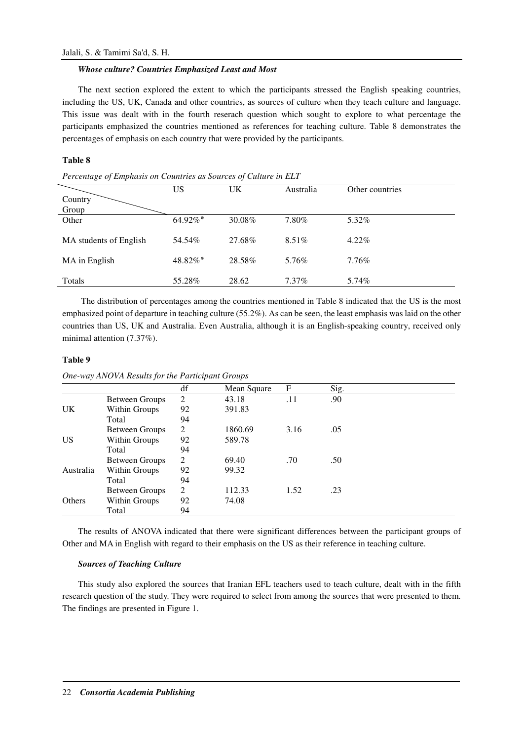### *Whose culture? Countries Emphasized Least and Most*

The next section explored the extent to which the participants stressed the English speaking countries, including the US, UK, Canada and other countries, as sources of culture when they teach culture and language. This issue was dealt with in the fourth reserach question which sought to explore to what percentage the participants emphasized the countries mentioned as references for teaching culture. Table 8 demonstrates the percentages of emphasis on each country that were provided by the participants.

**Table 8**

*Percentage of Emphasis on Countries as Sources of Culture in ELT*

| Country / Group | US | UK | Australia | Other countries |
|---|---|---|---|---|
| Other | 64.92%* | 30.08% | 7.80% | 5.32% |
| MA students of English | 54.54% | 27.68% | 8.51% | 4.22% |
| MA in English | 48.82%* | 28.58% | 5.76% | 7.76% |
| Totals | 55.28% | 28.62 | 7.37% | 5.74% |

The distribution of percentages among the countries mentioned in Table 8 indicated that the US is the most emphasized point of departure in teaching culture (55.2%). As can be seen, the least emphasis was laid on the other countries than US, UK and Australia. Even Australia, although it is an English-speaking country, received only minimal attention (7.37%).

**Table 9**

*One-way ANOVA Results for the Participant Groups*

| | | df | Mean Square | F | Sig. |
|---|---|---|---|---|---|
| UK | Between Groups | 2 | 43.18 | .11 | .90 |
| | Within Groups | 92 | 391.83 | | |
| | Total | 94 | | | |
| US | Between Groups | 2 | 1860.69 | 3.16 | .05 |
| | Within Groups | 92 | 589.78 | | |
| | Total | 94 | | | |
| Australia | Between Groups | 2 | 69.40 | .70 | .50 |
| | Within Groups | 92 | 99.32 | | |
| | Total | 94 | | | |
| Others | Between Groups | 2 | 112.33 | 1.52 | .23 |
| | Within Groups | 92 | 74.08 | | |
| | Total | 94 | | | |

The results of ANOVA indicated that there were significant differences between the participant groups of Other and MA in English with regard to their emphasis on the US as their reference in teaching culture.

### *Sources of Teaching Culture*

This study also explored the sources that Iranian EFL teachers used to teach culture, dealt with in the fifth research question of the study. They were required to select from among the sources that were presented to them. The findings are presented in Figure 1.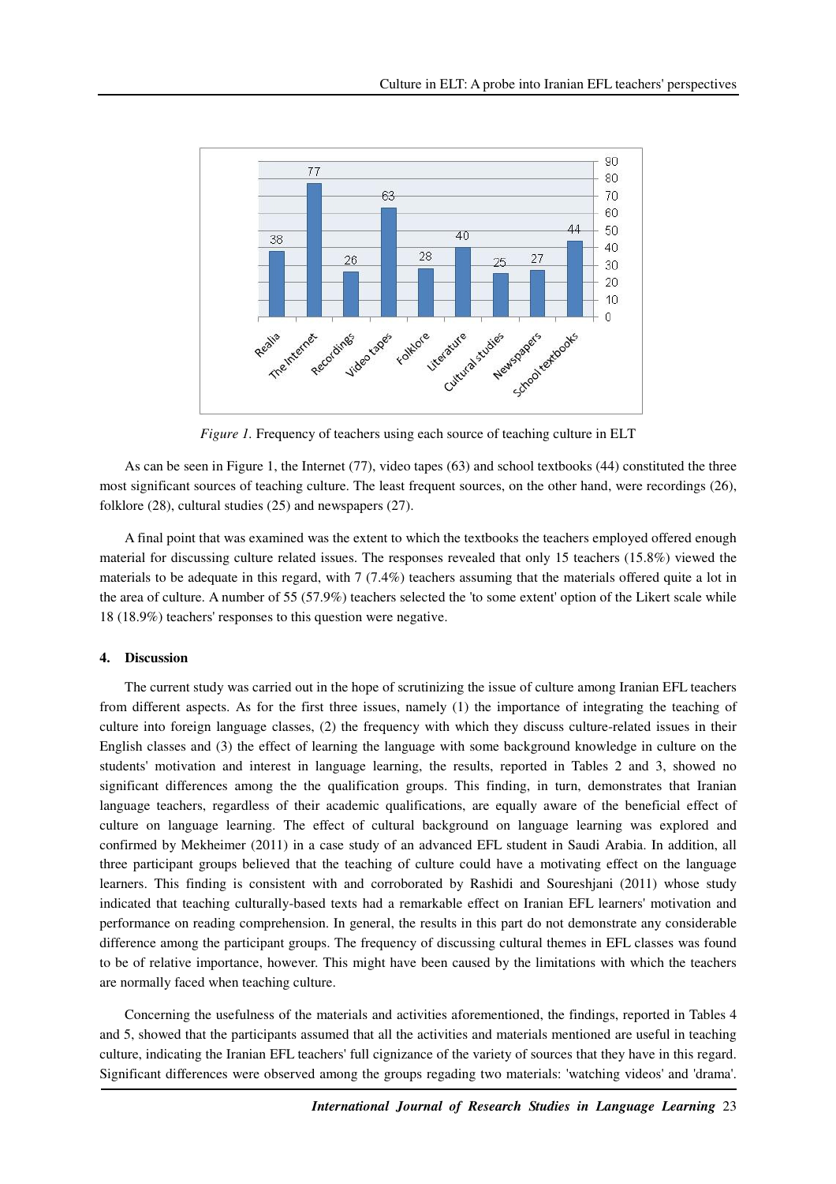Figure 1. Frequency of teachers using each source of teaching culture in ELT

As can be seen in Figure 1, the Internet (77), video tapes (63) and school textbooks (44) constituted the three most significant sources of teaching culture. The least frequent sources, on the other hand, were recordings (26), folklore (28), cultural studies (25) and newspapers (27).

A final point that was examined was the extent to which the textbooks the teachers employed offered enough material for discussing culture related issues. The responses revealed that only 15 teachers (15.8%) viewed the materials to be adequate in this regard, with 7 (7.4%) teachers assuming that the materials offered quite a lot in the area of culture. A number of 55 (57.9%) teachers selected the 'to some extent' option of the Likert scale while 18 (18.9%) teachers' responses to this question were negative.

## 4. Discussion

The current study was carried out in the hope of scrutinizing the issue of culture among Iranian EFL teachers from different aspects. As for the first three issues, namely (1) the importance of integrating the teaching of culture into foreign language classes, (2) the frequency with which they discuss culture-related issues in their English classes and (3) the effect of learning the language with some background knowledge in culture on the students' motivation and interest in language learning, the results, reported in Tables 2 and 3, showed no significant differences among the the qualification groups. This finding, in turn, demonstrates that Iranian language teachers, regardless of their academic qualifications, are equally aware of the beneficial effect of culture on language learning. The effect of cultural background on language learning was explored and confirmed by Mekheimer (2011) in a case study of an advanced EFL student in Saudi Arabia. In addition, all three participant groups believed that the teaching of culture could have a motivating effect on the language learners. This finding is consistent with and corroborated by Rashidi and Soureshjani (2011) whose study indicated that teaching culturally-based texts had a remarkable effect on Iranian EFL learners' motivation and performance on reading comprehension. In general, the results in this part do not demonstrate any considerable difference among the participant groups. The frequency of discussing cultural themes in EFL classes was found to be of relative importance, however. This might have been caused by the limitations with which the teachers are normally faced when teaching culture.

Concerning the usefulness of the materials and activities aforementioned, the findings, reported in Tables 4 and 5, showed that the participants assumed that all the activities and materials mentioned are useful in teaching culture, indicating the Iranian EFL teachers' full cignizance of the variety of sources that they have in this regard. Significant differences were observed among the groups regading two materials: 'watching videos' and 'drama'.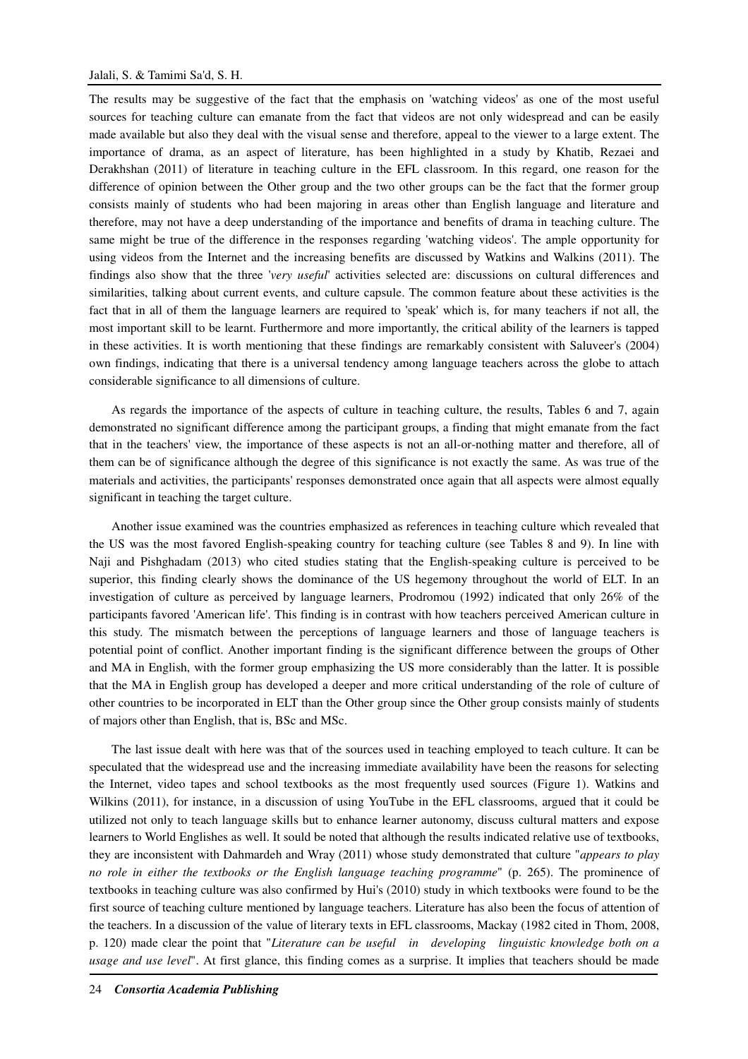The results may be suggestive of the fact that the emphasis on 'watching videos' as one of the most useful sources for teaching culture can emanate from the fact that videos are not only widespread and can be easily made available but also they deal with the visual sense and therefore, appeal to the viewer to a large extent. The importance of drama, as an aspect of literature, has been highlighted in a study by Khatib, Rezaei and Derakhshan (2011) of literature in teaching culture in the EFL classroom. In this regard, one reason for the difference of opinion between the Other group and the two other groups can be the fact that the former group consists mainly of students who had been majoring in areas other than English language and literature and therefore, may not have a deep understanding of the importance and benefits of drama in teaching culture. The same might be true of the difference in the responses regarding 'watching videos'. The ample opportunity for using videos from the Internet and the increasing benefits are discussed by Watkins and Walkins (2011). The findings also show that the three '*very useful*' activities selected are: discussions on cultural differences and similarities, talking about current events, and culture capsule. The common feature about these activities is the fact that in all of them the language learners are required to 'speak' which is, for many teachers if not all, the most important skill to be learnt. Furthermore and more importantly, the critical ability of the learners is tapped in these activities. It is worth mentioning that these findings are remarkably consistent with Saluveer's (2004) own findings, indicating that there is a universal tendency among language teachers across the globe to attach considerable significance to all dimensions of culture.

As regards the importance of the aspects of culture in teaching culture, the results, Tables 6 and 7, again demonstrated no significant difference among the participant groups, a finding that might emanate from the fact that in the teachers' view, the importance of these aspects is not an all-or-nothing matter and therefore, all of them can be of significance although the degree of this significance is not exactly the same. As was true of the materials and activities, the participants' responses demonstrated once again that all aspects were almost equally significant in teaching the target culture.

Another issue examined was the countries emphasized as references in teaching culture which revealed that the US was the most favored English-speaking country for teaching culture (see Tables 8 and 9). In line with Naji and Pishghadam (2013) who cited studies stating that the English-speaking culture is perceived to be superior, this finding clearly shows the dominance of the US hegemony throughout the world of ELT. In an investigation of culture as perceived by language learners, Prodromou (1992) indicated that only 26% of the participants favored 'American life'. This finding is in contrast with how teachers perceived American culture in this study. The mismatch between the perceptions of language learners and those of language teachers is potential point of conflict. Another important finding is the significant difference between the groups of Other and MA in English, with the former group emphasizing the US more considerably than the latter. It is possible that the MA in English group has developed a deeper and more critical understanding of the role of culture of other countries to be incorporated in ELT than the Other group since the Other group consists mainly of students of majors other than English, that is, BSc and MSc.

The last issue dealt with here was that of the sources used in teaching employed to teach culture. It can be speculated that the widespread use and the increasing immediate availability have been the reasons for selecting the Internet, video tapes and school textbooks as the most frequently used sources (Figure 1). Watkins and Wilkins (2011), for instance, in a discussion of using YouTube in the EFL classrooms, argued that it could be utilized not only to teach language skills but to enhance learner autonomy, discuss cultural matters and expose learners to World Englishes as well. It sould be noted that although the results indicated relative use of textbooks, they are inconsistent with Dahmardeh and Wray (2011) whose study demonstrated that culture "*appears to play no role in either the textbooks or the English language teaching programme*" (p. 265). The prominence of textbooks in teaching culture was also confirmed by Hui's (2010) study in which textbooks were found to be the first source of teaching culture mentioned by language teachers. Literature has also been the focus of attention of the teachers. In a discussion of the value of literary texts in EFL classrooms, Mackay (1982 cited in Thom, 2008, p. 120) made clear the point that "*Literature can be useful in developing linguistic knowledge both on a usage and use level*". At first glance, this finding comes as a surprise. It implies that teachers should be made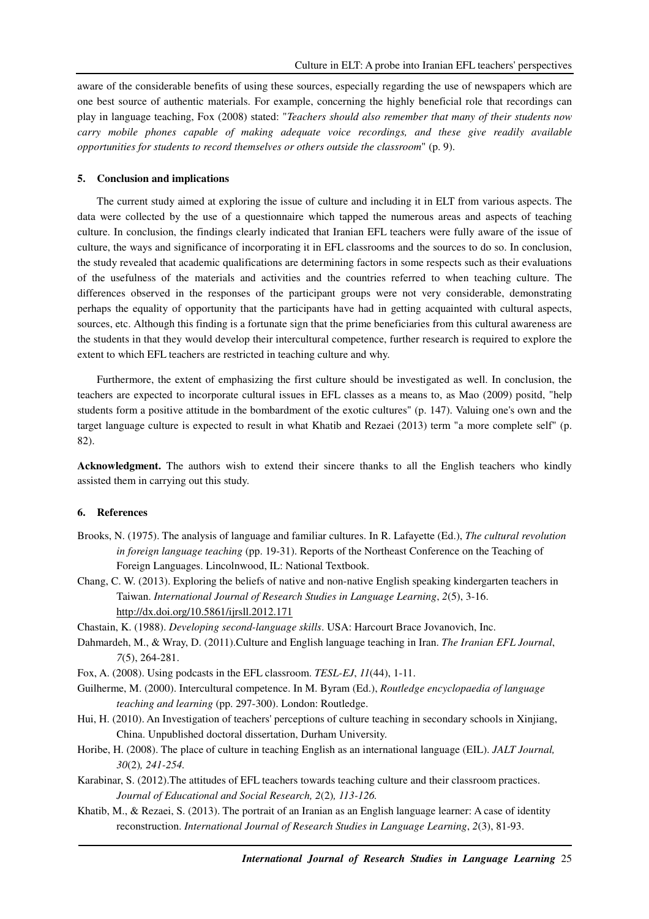aware of the considerable benefits of using these sources, especially regarding the use of newspapers which are one best source of authentic materials. For example, concerning the highly beneficial role that recordings can play in language teaching, Fox (2008) stated: "*Teachers should also remember that many of their students now carry mobile phones capable of making adequate voice recordings, and these give readily available opportunities for students to record themselves or others outside the classroom*" (p. 9).

## 5. Conclusion and implications

The current study aimed at exploring the issue of culture and including it in ELT from various aspects. The data were collected by the use of a questionnaire which tapped the numerous areas and aspects of teaching culture. In conclusion, the findings clearly indicated that Iranian EFL teachers were fully aware of the issue of culture, the ways and significance of incorporating it in EFL classrooms and the sources to do so. In conclusion, the study revealed that academic qualifications are determining factors in some respects such as their evaluations of the usefulness of the materials and activities and the countries referred to when teaching culture. The differences observed in the responses of the participant groups were not very considerable, demonstrating perhaps the equality of opportunity that the participants have had in getting acquainted with cultural aspects, sources, etc. Although this finding is a fortunate sign that the prime beneficiaries from this cultural awareness are the students in that they would develop their intercultural competence, further research is required to explore the extent to which EFL teachers are restricted in teaching culture and why.

Furthermore, the extent of emphasizing the first culture should be investigated as well. In conclusion, the teachers are expected to incorporate cultural issues in EFL classes as a means to, as Mao (2009) positd, "help students form a positive attitude in the bombardment of the exotic cultures" (p. 147). Valuing one's own and the target language culture is expected to result in what Khatib and Rezaei (2013) term "a more complete self" (p. 82).

**Acknowledgment.** The authors wish to extend their sincere thanks to all the English teachers who kindly assisted them in carrying out this study.

## 6. References

Brooks, N. (1975). The analysis of language and familiar cultures. In R. Lafayette (Ed.), *The cultural revolution in foreign language teaching* (pp. 19-31). Reports of the Northeast Conference on the Teaching of Foreign Languages. Lincolnwood, IL: National Textbook.

Chang, C. W. (2013). Exploring the beliefs of native and non-native English speaking kindergarten teachers in Taiwan. *International Journal of Research Studies in Language Learning*, *2*(5), 3-16. http://dx.doi.org/10.5861/ijrsll.2012.171

Chastain, K. (1988). *Developing second-language skills*. USA: Harcourt Brace Jovanovich, Inc.

Dahmardeh, M., & Wray, D. (2011).Culture and English language teaching in Iran. *The Iranian EFL Journal*, *7*(5), 264-281.

Fox, A. (2008). Using podcasts in the EFL classroom. *TESL-EJ*, *11*(44), 1-11.

Guilherme, M. (2000). Intercultural competence. In M. Byram (Ed.), *Routledge encyclopaedia of language teaching and learning* (pp. 297-300). London: Routledge.

Hui, H. (2010). An Investigation of teachers' perceptions of culture teaching in secondary schools in Xinjiang, China. Unpublished doctoral dissertation, Durham University.

Horibe, H. (2008). The place of culture in teaching English as an international language (EIL). *JALT Journal, 30*(2)*, 241-254.*

Karabinar, S. (2012).The attitudes of EFL teachers towards teaching culture and their classroom practices. *Journal of Educational and Social Research, 2*(2)*, 113-126.*

Khatib, M., & Rezaei, S. (2013). The portrait of an Iranian as an English language learner: A case of identity reconstruction. *International Journal of Research Studies in Language Learning*, *2*(3), 81-93.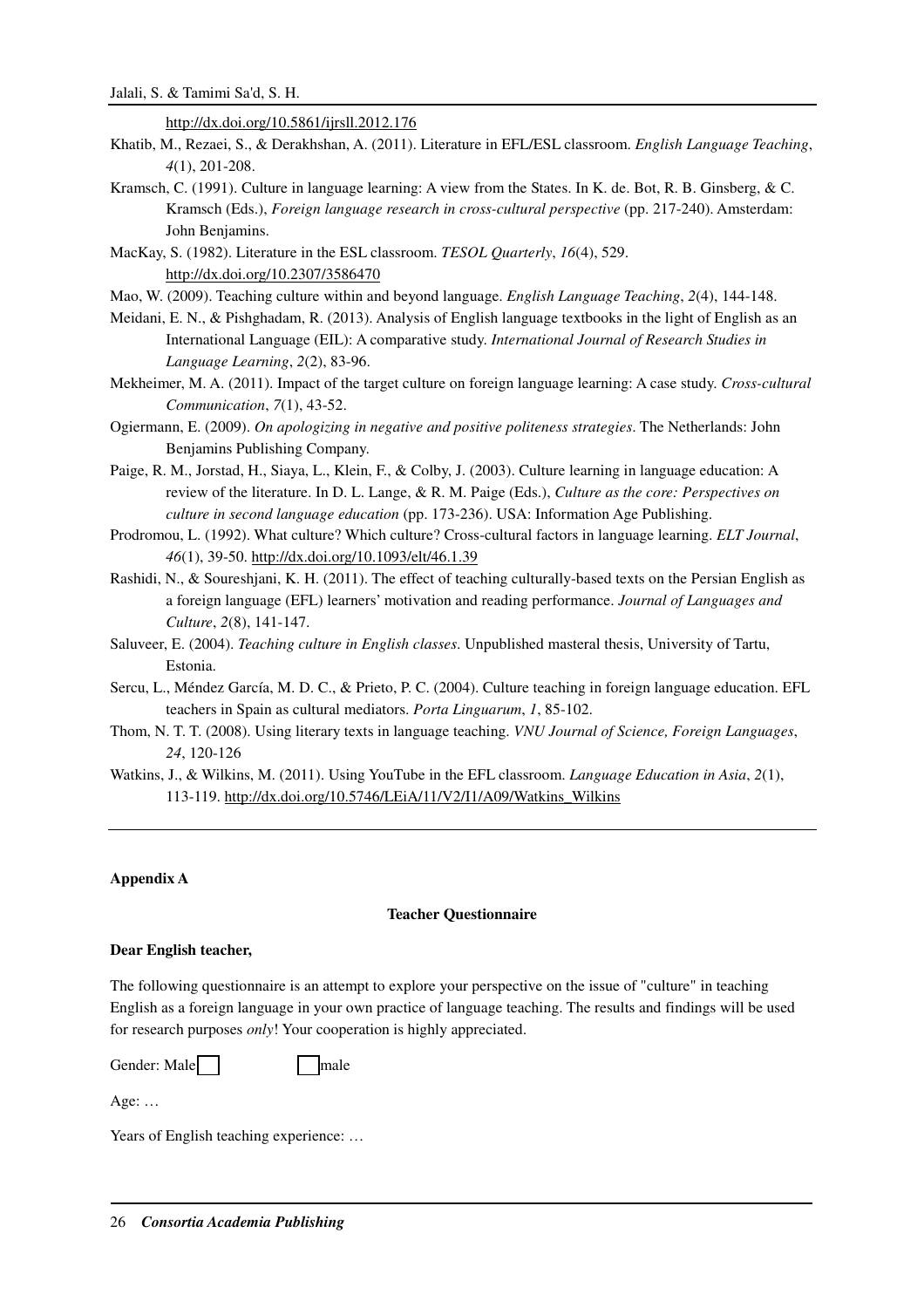http://dx.doi.org/10.5861/ijrsll.2012.176

Khatib, M., Rezaei, S., & Derakhshan, A. (2011). Literature in EFL/ESL classroom. *English Language Teaching*, *4*(1), 201-208.

Kramsch, C. (1991). Culture in language learning: A view from the States. In K. de. Bot, R. B. Ginsberg, & C. Kramsch (Eds.), *Foreign language research in cross-cultural perspective* (pp. 217-240). Amsterdam: John Benjamins.

MacKay, S. (1982). Literature in the ESL classroom. *TESOL Quarterly*, *16*(4), 529. http://dx.doi.org/10.2307/3586470

Mao, W. (2009). Teaching culture within and beyond language. *English Language Teaching*, *2*(4), 144-148.

Meidani, E. N., & Pishghadam, R. (2013). Analysis of English language textbooks in the light of English as an International Language (EIL): A comparative study. *International Journal of Research Studies in Language Learning*, *2*(2), 83-96.

Mekheimer, M. A. (2011). Impact of the target culture on foreign language learning: A case study. *Cross-cultural Communication*, *7*(1), 43-52.

Ogiermann, E. (2009). *On apologizing in negative and positive politeness strategies*. The Netherlands: John Benjamins Publishing Company.

Paige, R. M., Jorstad, H., Siaya, L., Klein, F., & Colby, J. (2003). Culture learning in language education: A review of the literature. In D. L. Lange, & R. M. Paige (Eds.), *Culture as the core: Perspectives on culture in second language education* (pp. 173-236). USA: Information Age Publishing.

Prodromou, L. (1992). What culture? Which culture? Cross-cultural factors in language learning. *ELT Journal*, *46*(1), 39-50. http://dx.doi.org/10.1093/elt/46.1.39

Rashidi, N., & Soureshjani, K. H. (2011). The effect of teaching culturally-based texts on the Persian English as a foreign language (EFL) learners' motivation and reading performance. *Journal of Languages and Culture*, *2*(8), 141-147.

Saluveer, E. (2004). *Teaching culture in English classes*. Unpublished masteral thesis, University of Tartu, Estonia.

Sercu, L., Méndez García, M. D. C., & Prieto, P. C. (2004). Culture teaching in foreign language education. EFL teachers in Spain as cultural mediators. *Porta Linguarum*, *1*, 85-102.

Thom, N. T. T. (2008). Using literary texts in language teaching. *VNU Journal of Science, Foreign Languages*, *24*, 120-126

Watkins, J., & Wilkins, M. (2011). Using YouTube in the EFL classroom. *Language Education in Asia*, *2*(1), 113-119. http://dx.doi.org/10.5746/LEiA/11/V2/I1/A09/Watkins_Wilkins

**Appendix A**

**Teacher Questionnaire**

**Dear English teacher,**

The following questionnaire is an attempt to explore your perspective on the issue of "culture" in teaching English as a foreign language in your own practice of language teaching. The results and findings will be used for research purposes *only*! Your cooperation is highly appreciated.

Gender: Male ☐ ☐ male

Age: …

Years of English teaching experience: …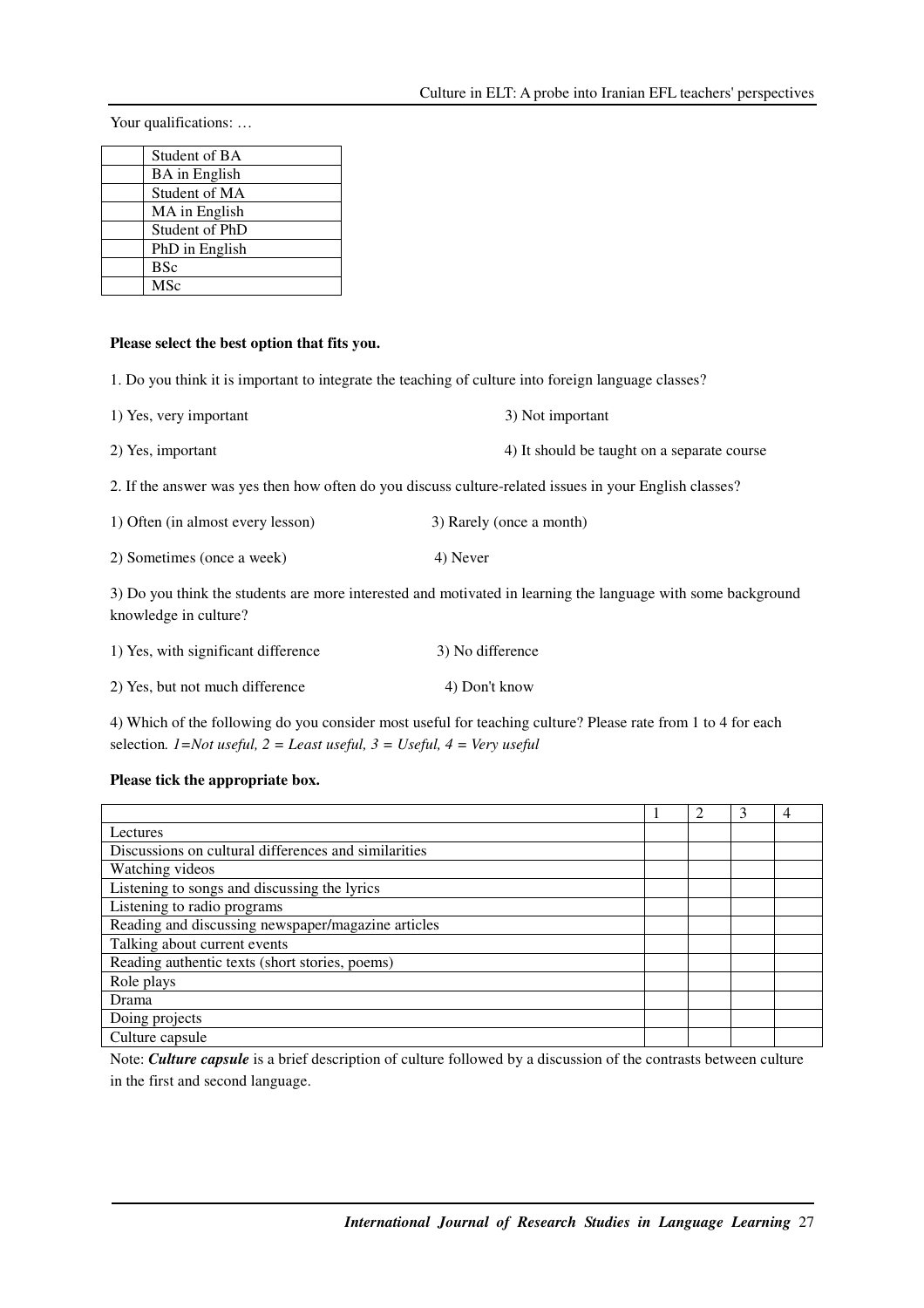Your qualifications: …

| | |
|---|---|
| | Student of BA |
| | BA in English |
| | Student of MA |
| | MA in English |
| | Student of PhD |
| | PhD in English |
| | BSc |
| | MSc |

**Please select the best option that fits you.**

1. Do you think it is important to integrate the teaching of culture into foreign language classes?

1) Yes, very important

2) Yes, important

3) Not important

4) It should be taught on a separate course

2. If the answer was yes then how often do you discuss culture-related issues in your English classes?

1) Often (in almost every lesson)

2) Sometimes (once a week)

3) Rarely (once a month)

4) Never

3) Do you think the students are more interested and motivated in learning the language with some background knowledge in culture?

1) Yes, with significant difference

2) Yes, but not much difference

3) No difference

4) Don't know

4) Which of the following do you consider most useful for teaching culture? Please rate from 1 to 4 for each selection. *1=Not useful, 2 = Least useful, 3 = Useful, 4 = Very useful*

**Please tick the appropriate box.**

| | 1 | 2 | 3 | 4 |
|---|---|---|---|---|
| Lectures | | | | |
| Discussions on cultural differences and similarities | | | | |
| Watching videos | | | | |
| Listening to songs and discussing the lyrics | | | | |
| Listening to radio programs | | | | |
| Reading and discussing newspaper/magazine articles | | | | |
| Talking about current events | | | | |
| Reading authentic texts (short stories, poems) | | | | |
| Role plays | | | | |
| Drama | | | | |
| Doing projects | | | | |
| Culture capsule | | | | |

Note: ***Culture capsule*** is a brief description of culture followed by a discussion of the contrasts between culture in the first and second language.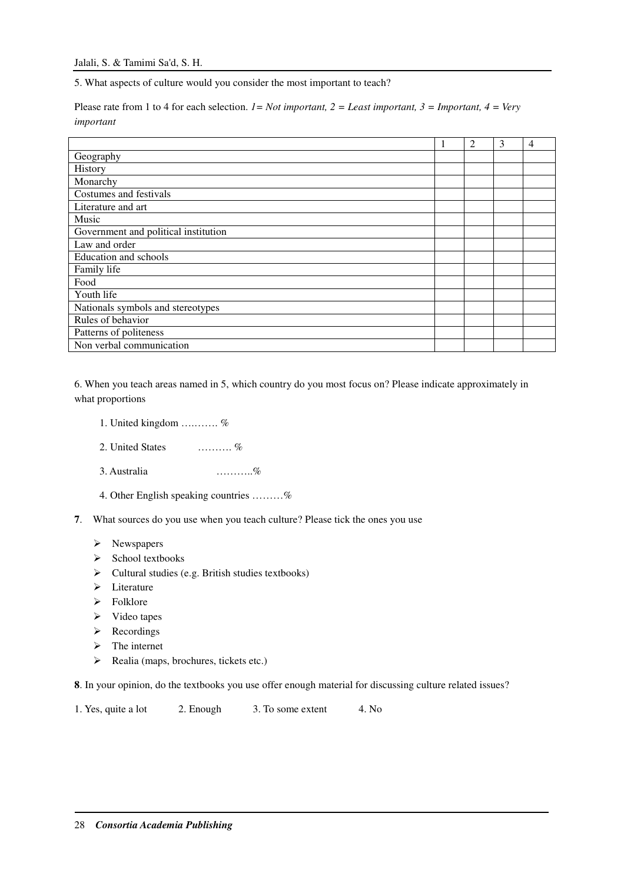5. What aspects of culture would you consider the most important to teach?

Please rate from 1 to 4 for each selection. *1= Not important, 2 = Least important, 3 = Important, 4 = Very important*

| | 1 | 2 | 3 | 4 |
|---|---|---|---|---|
| Geography | | | | |
| History | | | | |
| Monarchy | | | | |
| Costumes and festivals | | | | |
| Literature and art | | | | |
| Music | | | | |
| Government and political institution | | | | |
| Law and order | | | | |
| Education and schools | | | | |
| Family life | | | | |
| Food | | | | |
| Youth life | | | | |
| Nationals symbols and stereotypes | | | | |
| Rules of behavior | | | | |
| Patterns of politeness | | | | |
| Non verbal communication | | | | |

6. When you teach areas named in 5, which country do you most focus on? Please indicate approximately in what proportions

1. United kingdom …..…… %
2. United States ………. %
3. Australia ………..%
4. Other English speaking countries ………%

**7**. What sources do you use when you teach culture? Please tick the ones you use

- Newspapers
- School textbooks
- Cultural studies (e.g. British studies textbooks)
- Literature
- Folklore
- Video tapes
- Recordings
- The internet
- Realia (maps, brochures, tickets etc.)

**8**. In your opinion, do the textbooks you use offer enough material for discussing culture related issues?

1. Yes, quite a lot 2. Enough 3. To some extent 4. No